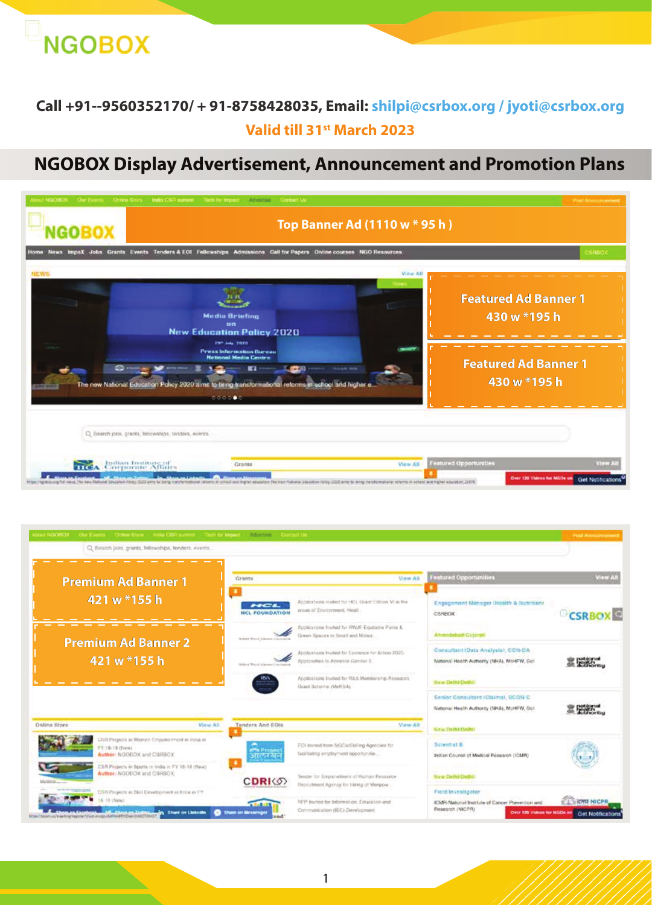NGOBOX

**Call +91--9560352170/ + 91-8758428035, Email: shilpi@csrbox.org / jyoti@csrbox.org**

**Valid till 31st March 2023**

## NGOBOX Display Advertisement, Announcement and Promotion Plans

Top Banner Ad (1110 w * 95 h )

Featured Ad Banner 1
430 w *195 h

Featured Ad Banner 1
430 w *195 h

Premium Ad Banner 1
421 w *155 h

Premium Ad Banner 2
421 w *155 h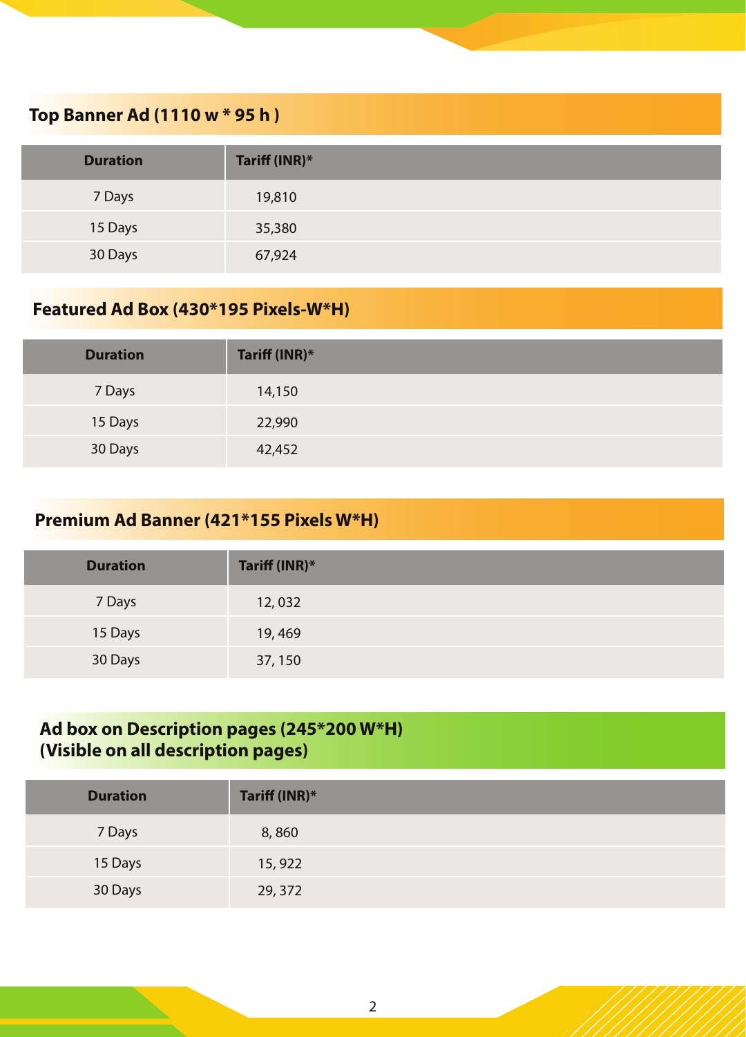## Top Banner Ad (1110 w * 95 h )

| Duration | Tariff (INR)* |
|---|---|
| 7 Days | 19,810 |
| 15 Days | 35,380 |
| 30 Days | 67,924 |

## Featured Ad Box (430*195 Pixels-W*H)

| Duration | Tariff (INR)* |
|---|---|
| 7 Days | 14,150 |
| 15 Days | 22,990 |
| 30 Days | 42,452 |

## Premium Ad Banner (421*155 Pixels W*H)

| Duration | Tariff (INR)* |
|---|---|
| 7 Days | 12, 032 |
| 15 Days | 19, 469 |
| 30 Days | 37, 150 |

## Ad box on Description pages (245*200 W*H) (Visible on all description pages)

| Duration | Tariff (INR)* |
|---|---|
| 7 Days | 8, 860 |
| 15 Days | 15, 922 |
| 30 Days | 29, 372 |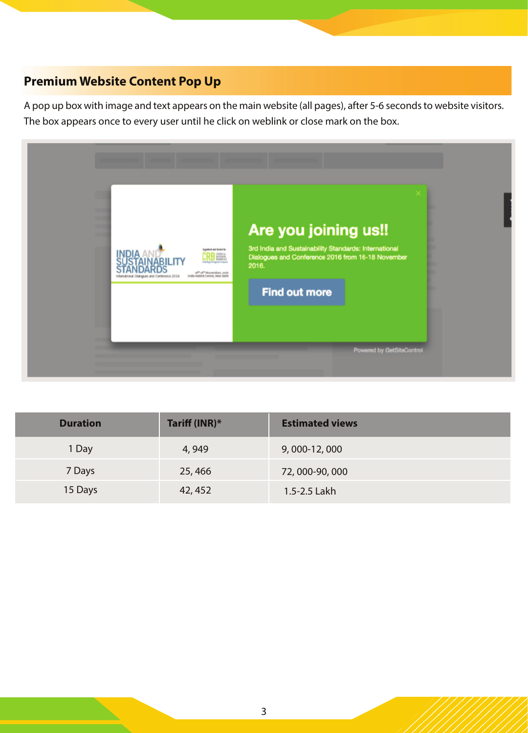## Premium Website Content Pop Up

A pop up box with image and text appears on the main website (all pages), after 5-6 seconds to website visitors. The box appears once to every user until he click on weblink or close mark on the box.

| Duration | Tariff (INR)* | Estimated views |
| --- | --- | --- |
| 1 Day | 4, 949 | 9, 000-12, 000 |
| 7 Days | 25, 466 | 72, 000-90, 000 |
| 15 Days | 42, 452 | 1.5-2.5 Lakh |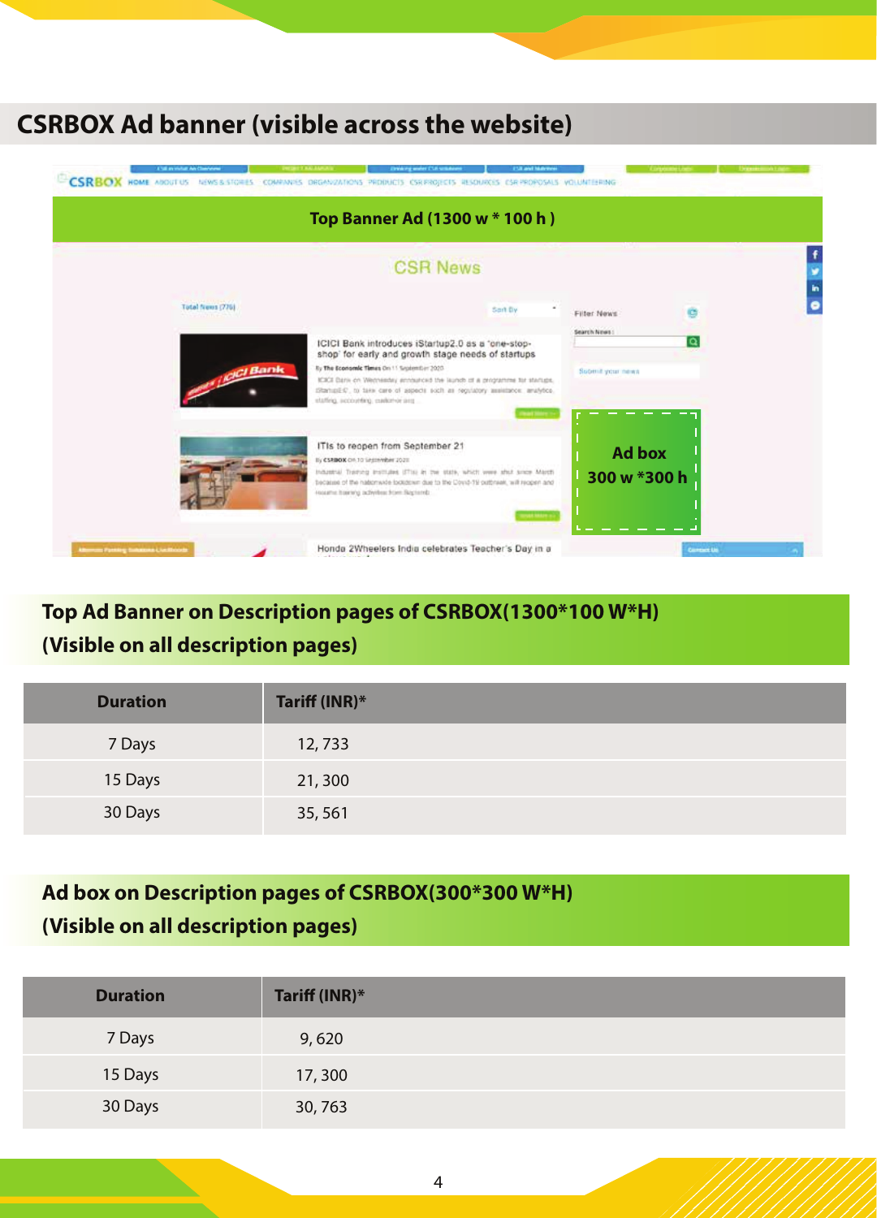## CSRBOX Ad banner (visible across the website)

Top Banner Ad (1300 w * 100 h )

Ad box 300 w *300 h

### Top Ad Banner on Description pages of CSRBOX(1300*100 W*H) (Visible on all description pages)

| Duration | Tariff (INR)* |
|---|---|
| 7 Days | 12, 733 |
| 15 Days | 21, 300 |
| 30 Days | 35, 561 |

### Ad box on Description pages of CSRBOX(300*300 W*H) (Visible on all description pages)

| Duration | Tariff (INR)* |
|---|---|
| 7 Days | 9, 620 |
| 15 Days | 17, 300 |
| 30 Days | 30, 763 |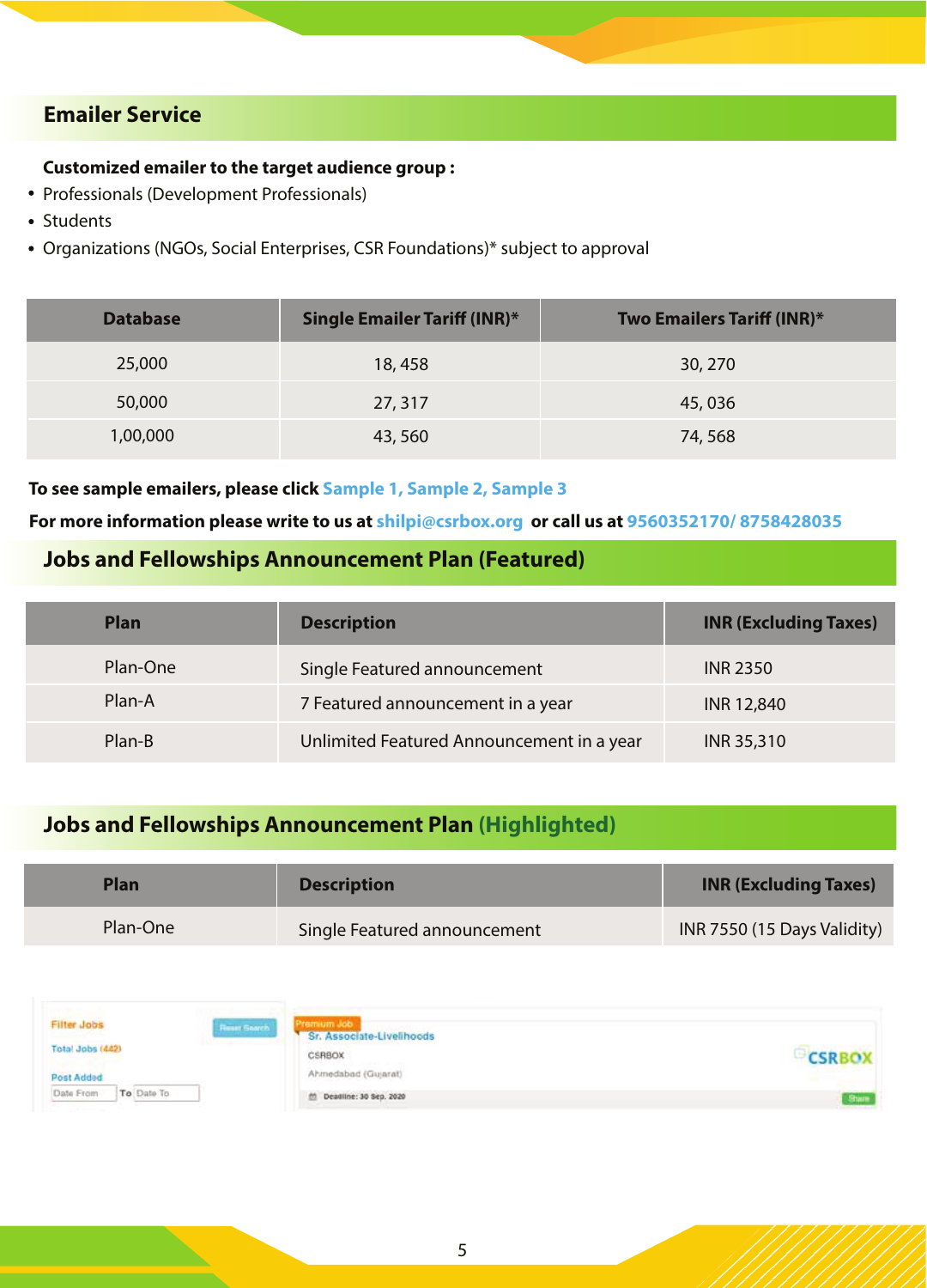## Emailer Service

**Customized emailer to the target audience group :**

- Professionals (Development Professionals)
- Students
- Organizations (NGOs, Social Enterprises, CSR Foundations)* subject to approval

| Database | Single Emailer Tariff (INR)* | Two Emailers Tariff (INR)* |
|---|---|---|
| 25,000 | 18, 458 | 30, 270 |
| 50,000 | 27, 317 | 45, 036 |
| 1,00,000 | 43, 560 | 74, 568 |

**To see sample emailers, please click Sample 1, Sample 2, Sample 3**

**For more information please write to us at shilpi@csrbox.org or call us at 9560352170/ 8758428035**

## Jobs and Fellowships Announcement Plan (Featured)

| Plan | Description | INR (Excluding Taxes) |
|---|---|---|
| Plan-One | Single Featured announcement | INR 2350 |
| Plan-A | 7 Featured announcement in a year | INR 12,840 |
| Plan-B | Unlimited Featured Announcement in a year | INR 35,310 |

## Jobs and Fellowships Announcement Plan (Highlighted)

| Plan | Description | INR (Excluding Taxes) |
|---|---|---|
| Plan-One | Single Featured announcement | INR 7550 (15 Days Validity) |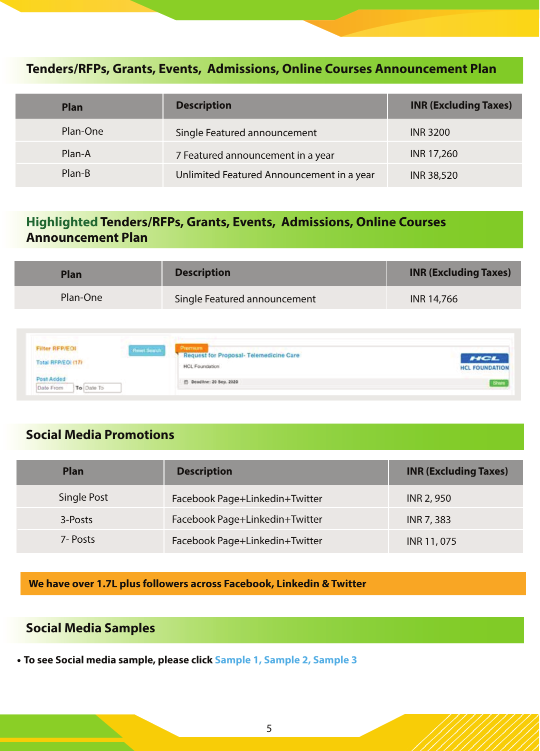## Tenders/RFPs, Grants, Events, Admissions, Online Courses Announcement Plan

| Plan | Description | INR (Excluding Taxes) |
|---|---|---|
| Plan-One | Single Featured announcement | INR 3200 |
| Plan-A | 7 Featured announcement in a year | INR 17,260 |
| Plan-B | Unlimited Featured Announcement in a year | INR 38,520 |

## Highlighted Tenders/RFPs, Grants, Events, Admissions, Online Courses Announcement Plan

| Plan | Description | INR (Excluding Taxes) |
|---|---|---|
| Plan-One | Single Featured announcement | INR 14,766 |

Filter RFP/EOI | Reset Search
Total RFP/EOI (17)
Post Added
Date From To Date To

Premium
Request for Proposal- Telemedicine Care
HCL Foundation
Deadline: 20 Sep. 2020
HCL FOUNDATION
Share

## Social Media Promotions

| Plan | Description | INR (Excluding Taxes) |
|---|---|---|
| Single Post | Facebook Page+Linkedin+Twitter | INR 2, 950 |
| 3-Posts | Facebook Page+Linkedin+Twitter | INR 7, 383 |
| 7- Posts | Facebook Page+Linkedin+Twitter | INR 11, 075 |

**We have over 1.7L plus followers across Facebook, Linkedin & Twitter**

## Social Media Samples

- **To see Social media sample, please click Sample 1, Sample 2, Sample 3**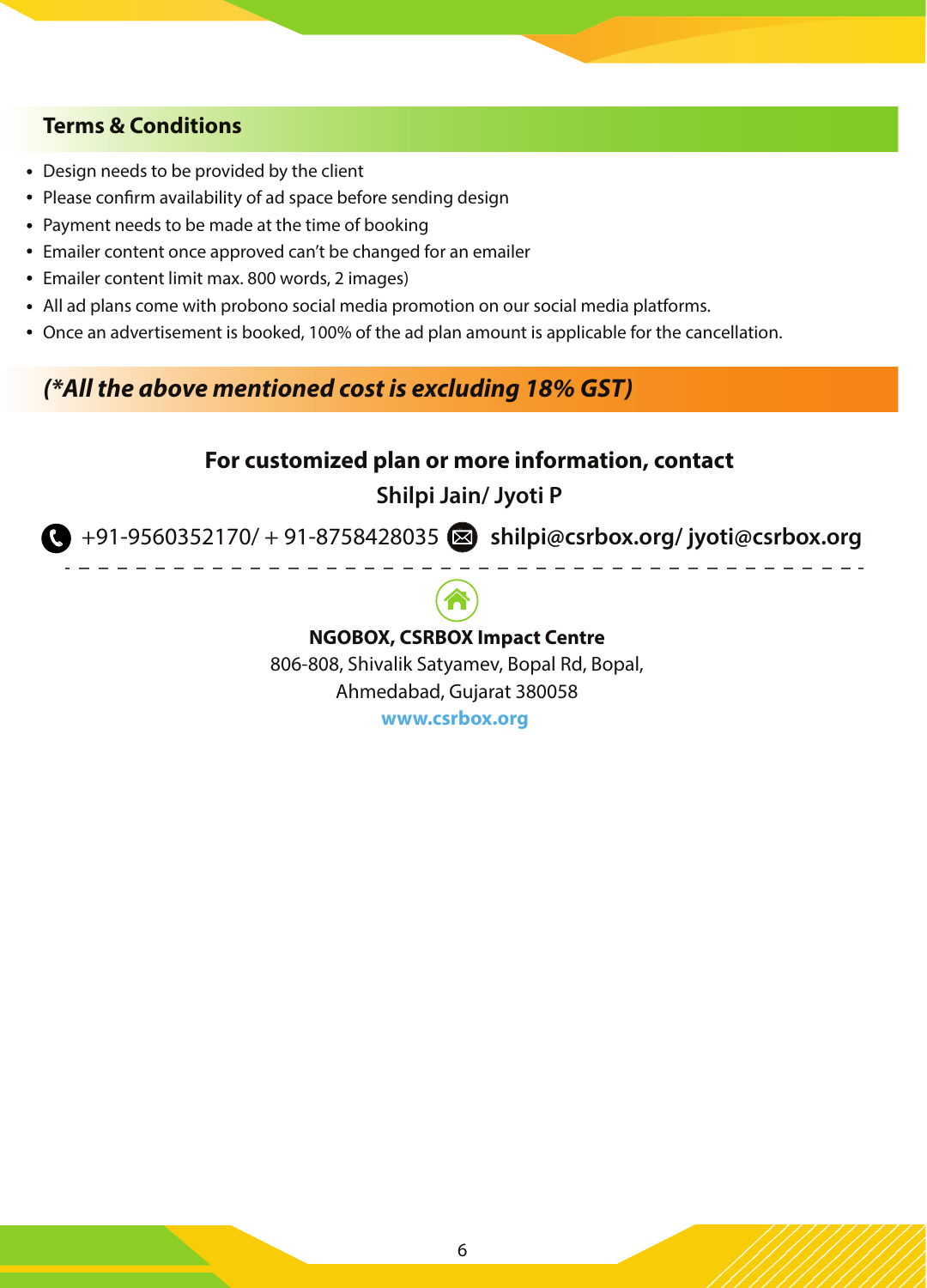## Terms & Conditions

- Design needs to be provided by the client
- Please confirm availability of ad space before sending design
- Payment needs to be made at the time of booking
- Emailer content once approved can't be changed for an emailer
- Emailer content limit max. 800 words, 2 images)
- All ad plans come with probono social media promotion on our social media platforms.
- Once an advertisement is booked, 100% of the ad plan amount is applicable for the cancellation.

***(\*All the above mentioned cost is excluding 18% GST)***

**For customized plan or more information, contact**

**Shilpi Jain/ Jyoti P**

+91-9560352170/ + 91-8758428035 **shilpi@csrbox.org/ jyoti@csrbox.org**

**NGOBOX, CSRBOX Impact Centre**
806-808, Shivalik Satyamev, Bopal Rd, Bopal,
Ahmedabad, Gujarat 380058
**www.csrbox.org**